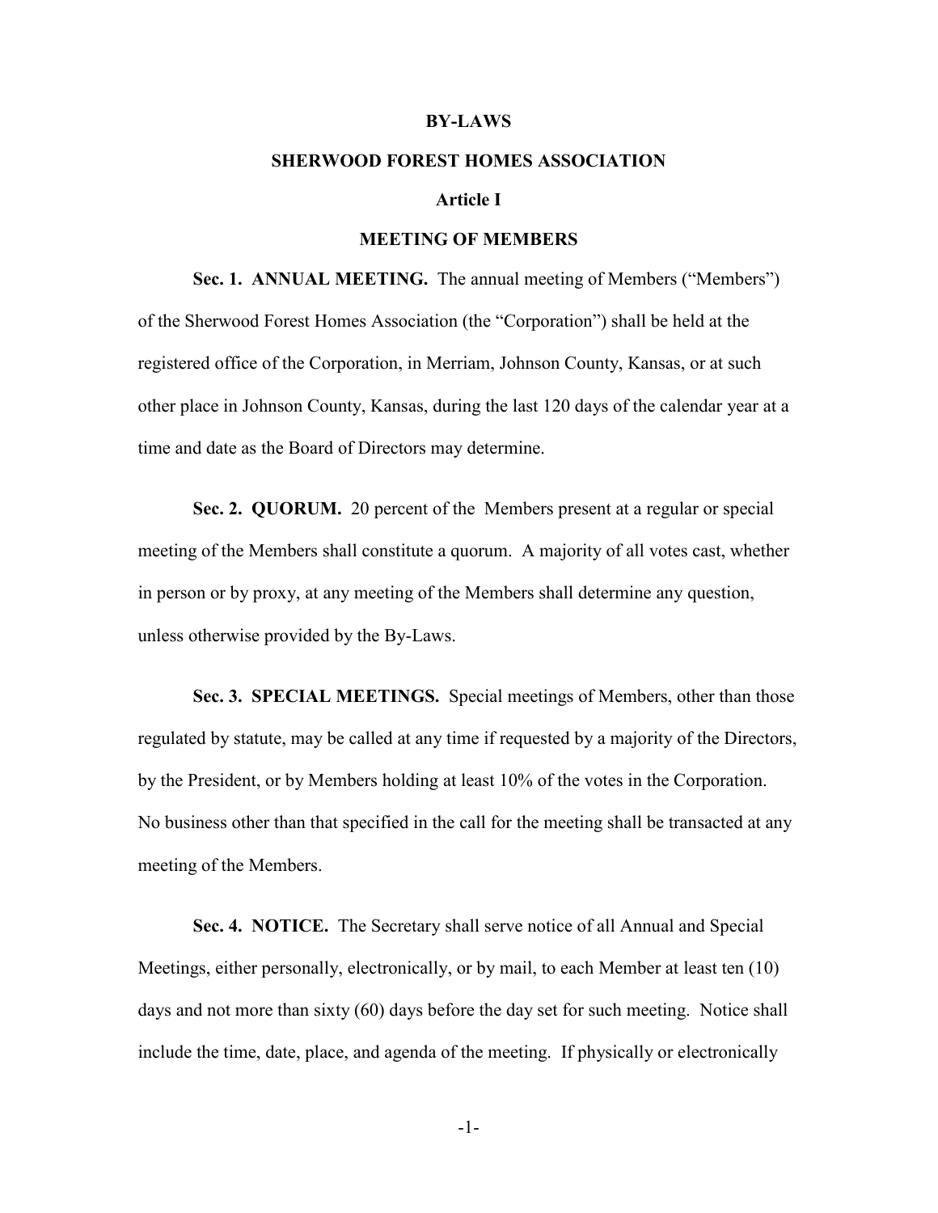# BY-LAWS

## SHERWOOD FOREST HOMES ASSOCIATION

### Article I

### MEETING OF MEMBERS

**Sec. 1. ANNUAL MEETING.** The annual meeting of Members ("Members") of the Sherwood Forest Homes Association (the "Corporation") shall be held at the registered office of the Corporation, in Merriam, Johnson County, Kansas, or at such other place in Johnson County, Kansas, during the last 120 days of the calendar year at a time and date as the Board of Directors may determine.

**Sec. 2. QUORUM.** 20 percent of the Members present at a regular or special meeting of the Members shall constitute a quorum. A majority of all votes cast, whether in person or by proxy, at any meeting of the Members shall determine any question, unless otherwise provided by the By-Laws.

**Sec. 3. SPECIAL MEETINGS.** Special meetings of Members, other than those regulated by statute, may be called at any time if requested by a majority of the Directors, by the President, or by Members holding at least 10% of the votes in the Corporation. No business other than that specified in the call for the meeting shall be transacted at any meeting of the Members.

**Sec. 4. NOTICE.** The Secretary shall serve notice of all Annual and Special Meetings, either personally, electronically, or by mail, to each Member at least ten (10) days and not more than sixty (60) days before the day set for such meeting. Notice shall include the time, date, place, and agenda of the meeting. If physically or electronically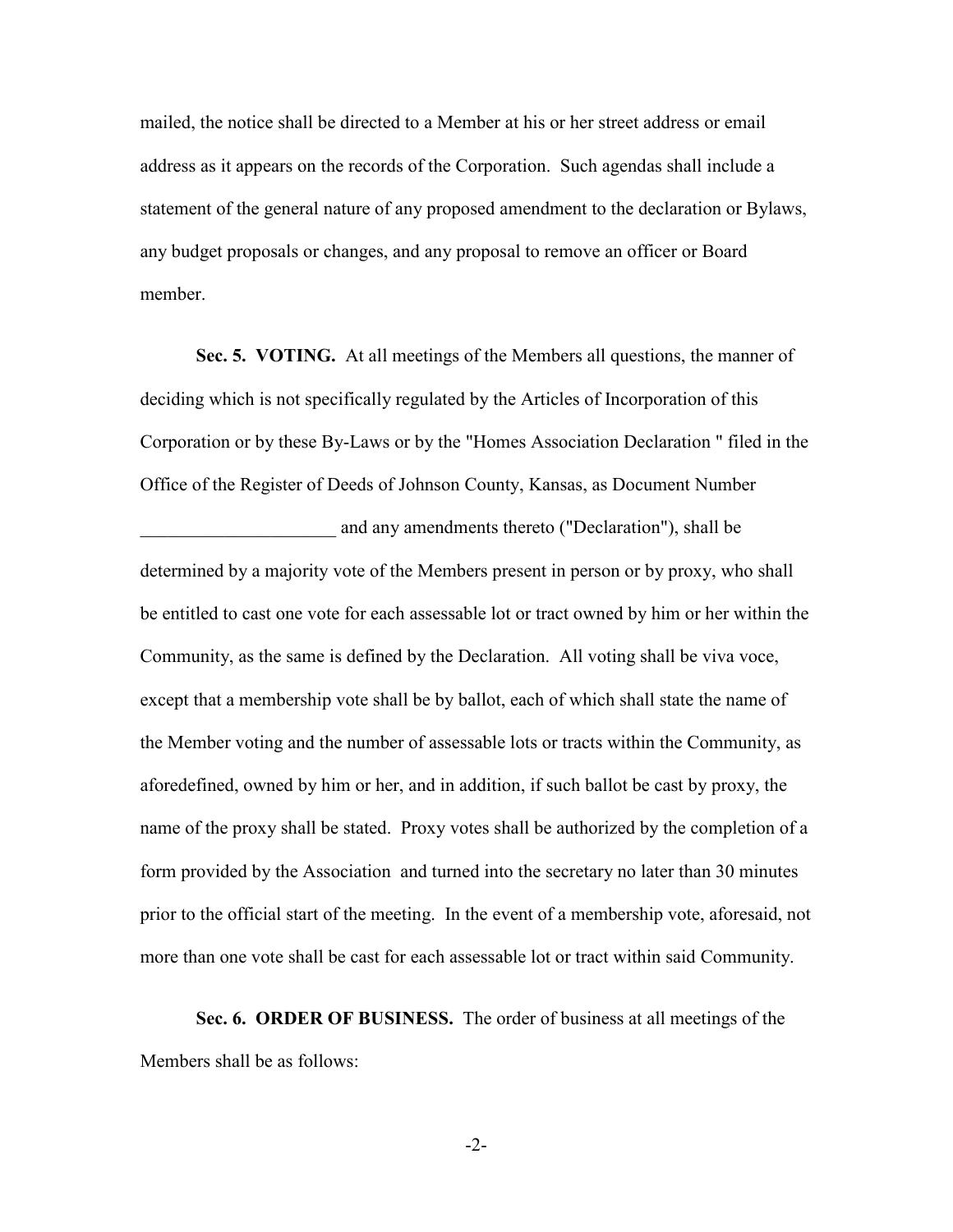mailed, the notice shall be directed to a Member at his or her street address or email address as it appears on the records of the Corporation. Such agendas shall include a statement of the general nature of any proposed amendment to the declaration or Bylaws, any budget proposals or changes, and any proposal to remove an officer or Board member.

**Sec. 5. VOTING.** At all meetings of the Members all questions, the manner of deciding which is not specifically regulated by the Articles of Incorporation of this Corporation or by these By-Laws or by the "Homes Association Declaration " filed in the Office of the Register of Deeds of Johnson County, Kansas, as Document Number _____________________ and any amendments thereto ("Declaration"), shall be determined by a majority vote of the Members present in person or by proxy, who shall be entitled to cast one vote for each assessable lot or tract owned by him or her within the Community, as the same is defined by the Declaration. All voting shall be viva voce, except that a membership vote shall be by ballot, each of which shall state the name of the Member voting and the number of assessable lots or tracts within the Community, as aforedefined, owned by him or her, and in addition, if such ballot be cast by proxy, the name of the proxy shall be stated. Proxy votes shall be authorized by the completion of a form provided by the Association and turned into the secretary no later than 30 minutes prior to the official start of the meeting. In the event of a membership vote, aforesaid, not more than one vote shall be cast for each assessable lot or tract within said Community.

**Sec. 6. ORDER OF BUSINESS.** The order of business at all meetings of the Members shall be as follows: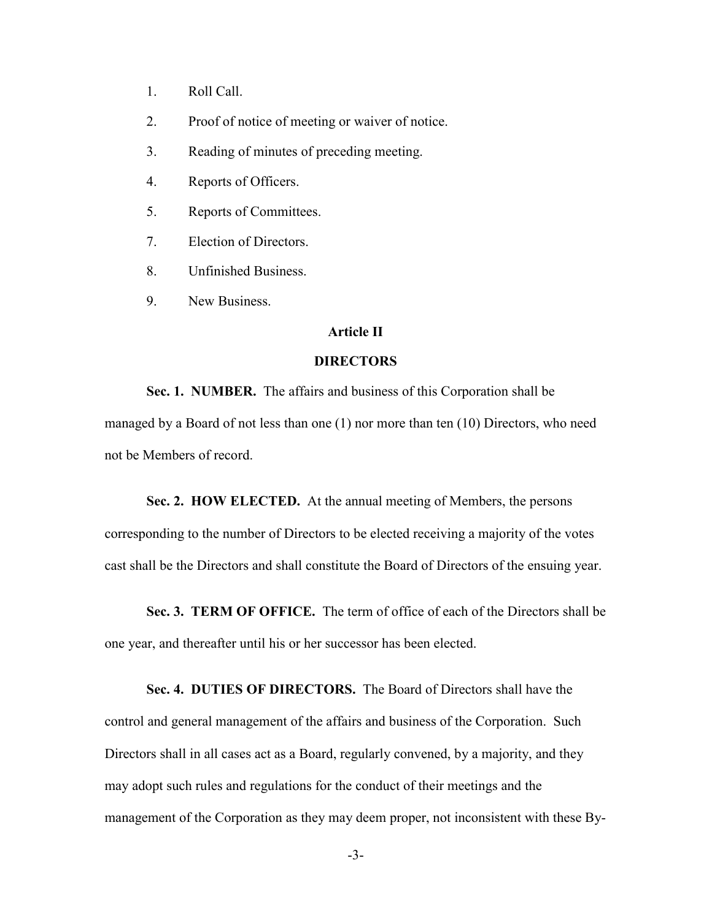1. Roll Call.
2. Proof of notice of meeting or waiver of notice.
3. Reading of minutes of preceding meeting.
4. Reports of Officers.
5. Reports of Committees.
7. Election of Directors.
8. Unfinished Business.
9. New Business.

## Article II

## DIRECTORS

**Sec. 1. NUMBER.** The affairs and business of this Corporation shall be managed by a Board of not less than one (1) nor more than ten (10) Directors, who need not be Members of record.

**Sec. 2. HOW ELECTED.** At the annual meeting of Members, the persons corresponding to the number of Directors to be elected receiving a majority of the votes cast shall be the Directors and shall constitute the Board of Directors of the ensuing year.

**Sec. 3. TERM OF OFFICE.** The term of office of each of the Directors shall be one year, and thereafter until his or her successor has been elected.

**Sec. 4. DUTIES OF DIRECTORS.** The Board of Directors shall have the control and general management of the affairs and business of the Corporation. Such Directors shall in all cases act as a Board, regularly convened, by a majority, and they may adopt such rules and regulations for the conduct of their meetings and the management of the Corporation as they may deem proper, not inconsistent with these By-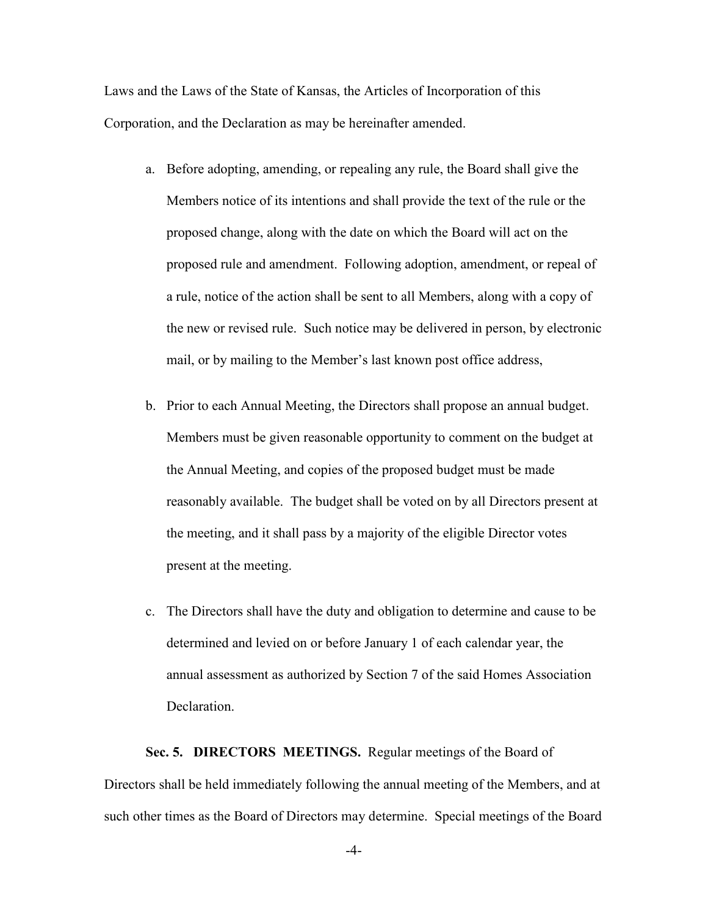Laws and the Laws of the State of Kansas, the Articles of Incorporation of this Corporation, and the Declaration as may be hereinafter amended.

a. Before adopting, amending, or repealing any rule, the Board shall give the Members notice of its intentions and shall provide the text of the rule or the proposed change, along with the date on which the Board will act on the proposed rule and amendment. Following adoption, amendment, or repeal of a rule, notice of the action shall be sent to all Members, along with a copy of the new or revised rule. Such notice may be delivered in person, by electronic mail, or by mailing to the Member's last known post office address,

b. Prior to each Annual Meeting, the Directors shall propose an annual budget. Members must be given reasonable opportunity to comment on the budget at the Annual Meeting, and copies of the proposed budget must be made reasonably available. The budget shall be voted on by all Directors present at the meeting, and it shall pass by a majority of the eligible Director votes present at the meeting.

c. The Directors shall have the duty and obligation to determine and cause to be determined and levied on or before January 1 of each calendar year, the annual assessment as authorized by Section 7 of the said Homes Association Declaration.

**Sec. 5. DIRECTORS MEETINGS.** Regular meetings of the Board of Directors shall be held immediately following the annual meeting of the Members, and at such other times as the Board of Directors may determine. Special meetings of the Board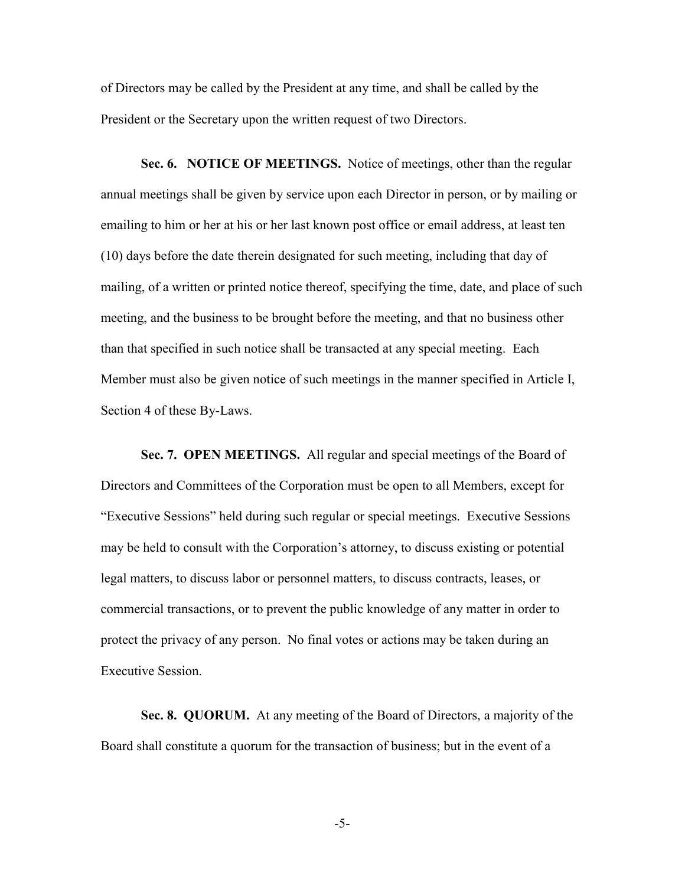of Directors may be called by the President at any time, and shall be called by the President or the Secretary upon the written request of two Directors.

**Sec. 6. NOTICE OF MEETINGS.** Notice of meetings, other than the regular annual meetings shall be given by service upon each Director in person, or by mailing or emailing to him or her at his or her last known post office or email address, at least ten (10) days before the date therein designated for such meeting, including that day of mailing, of a written or printed notice thereof, specifying the time, date, and place of such meeting, and the business to be brought before the meeting, and that no business other than that specified in such notice shall be transacted at any special meeting. Each Member must also be given notice of such meetings in the manner specified in Article I, Section 4 of these By-Laws.

**Sec. 7. OPEN MEETINGS.** All regular and special meetings of the Board of Directors and Committees of the Corporation must be open to all Members, except for "Executive Sessions" held during such regular or special meetings. Executive Sessions may be held to consult with the Corporation's attorney, to discuss existing or potential legal matters, to discuss labor or personnel matters, to discuss contracts, leases, or commercial transactions, or to prevent the public knowledge of any matter in order to protect the privacy of any person. No final votes or actions may be taken during an Executive Session.

**Sec. 8. QUORUM.** At any meeting of the Board of Directors, a majority of the Board shall constitute a quorum for the transaction of business; but in the event of a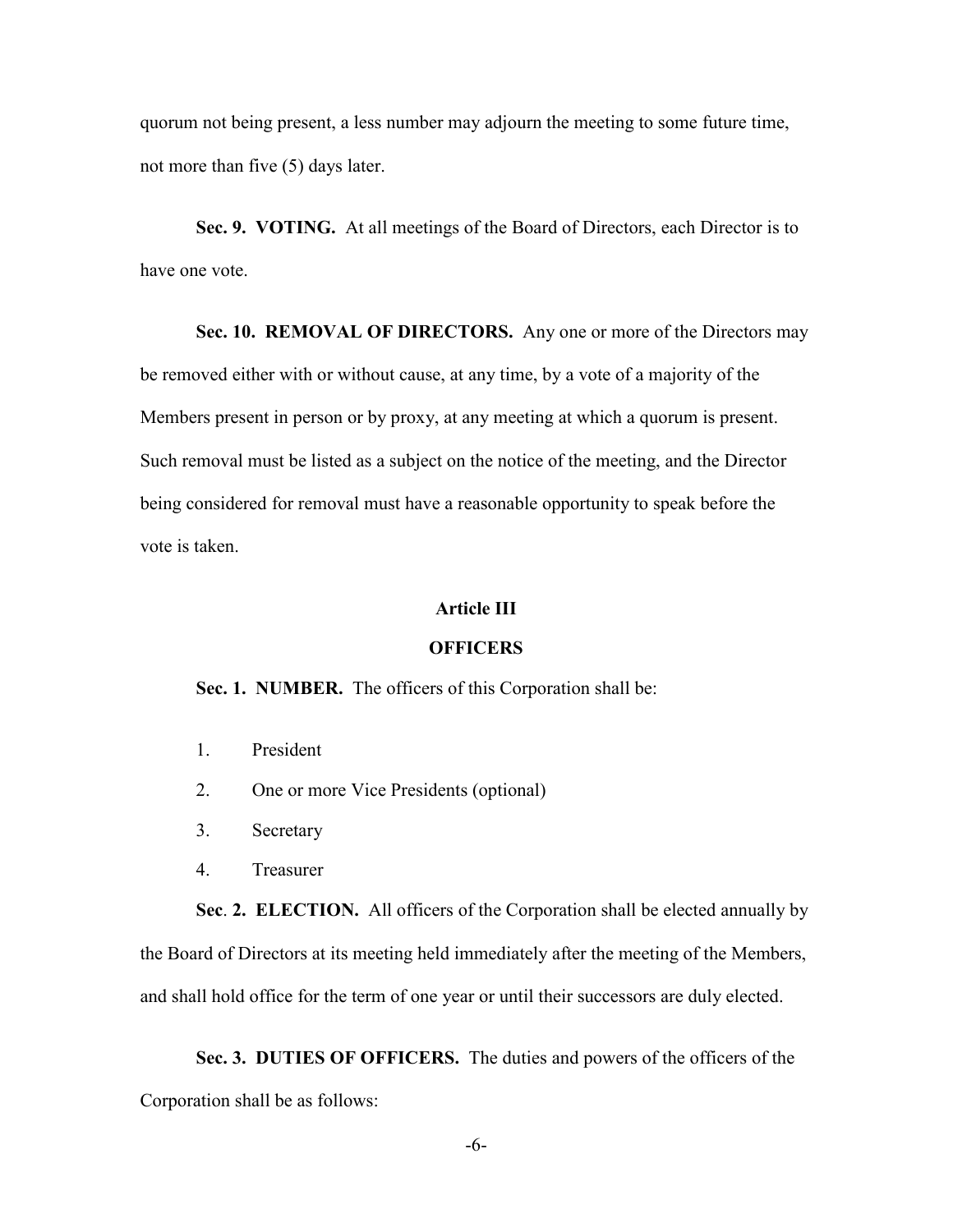quorum not being present, a less number may adjourn the meeting to some future time, not more than five (5) days later.

**Sec. 9. VOTING.** At all meetings of the Board of Directors, each Director is to have one vote.

**Sec. 10. REMOVAL OF DIRECTORS.** Any one or more of the Directors may be removed either with or without cause, at any time, by a vote of a majority of the Members present in person or by proxy, at any meeting at which a quorum is present. Such removal must be listed as a subject on the notice of the meeting, and the Director being considered for removal must have a reasonable opportunity to speak before the vote is taken.

## Article III

## OFFICERS

**Sec. 1. NUMBER.** The officers of this Corporation shall be:

1. President
2. One or more Vice Presidents (optional)
3. Secretary
4. Treasurer

**Sec. 2. ELECTION.** All officers of the Corporation shall be elected annually by the Board of Directors at its meeting held immediately after the meeting of the Members, and shall hold office for the term of one year or until their successors are duly elected.

**Sec. 3. DUTIES OF OFFICERS.** The duties and powers of the officers of the Corporation shall be as follows: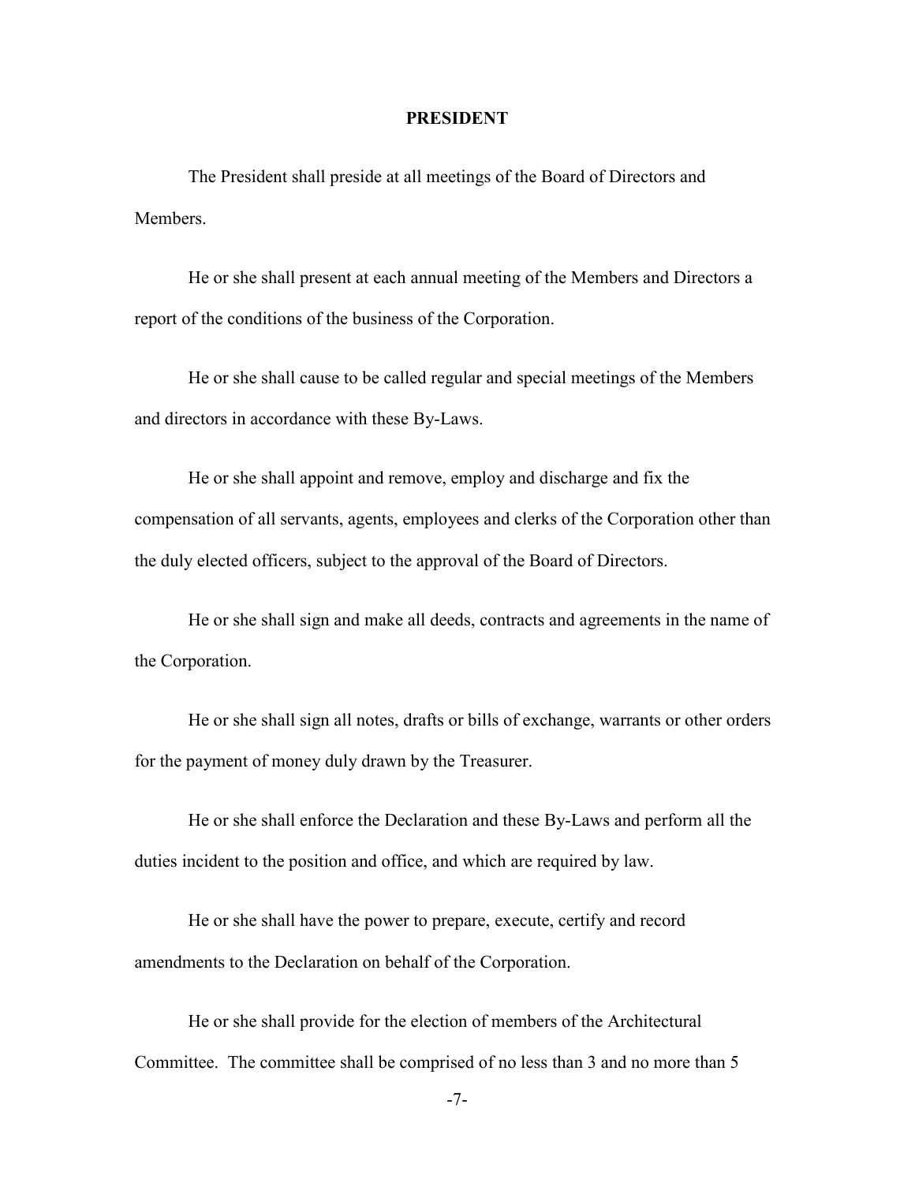## PRESIDENT

The President shall preside at all meetings of the Board of Directors and Members.

He or she shall present at each annual meeting of the Members and Directors a report of the conditions of the business of the Corporation.

He or she shall cause to be called regular and special meetings of the Members and directors in accordance with these By-Laws.

He or she shall appoint and remove, employ and discharge and fix the compensation of all servants, agents, employees and clerks of the Corporation other than the duly elected officers, subject to the approval of the Board of Directors.

He or she shall sign and make all deeds, contracts and agreements in the name of the Corporation.

He or she shall sign all notes, drafts or bills of exchange, warrants or other orders for the payment of money duly drawn by the Treasurer.

He or she shall enforce the Declaration and these By-Laws and perform all the duties incident to the position and office, and which are required by law.

He or she shall have the power to prepare, execute, certify and record amendments to the Declaration on behalf of the Corporation.

He or she shall provide for the election of members of the Architectural Committee. The committee shall be comprised of no less than 3 and no more than 5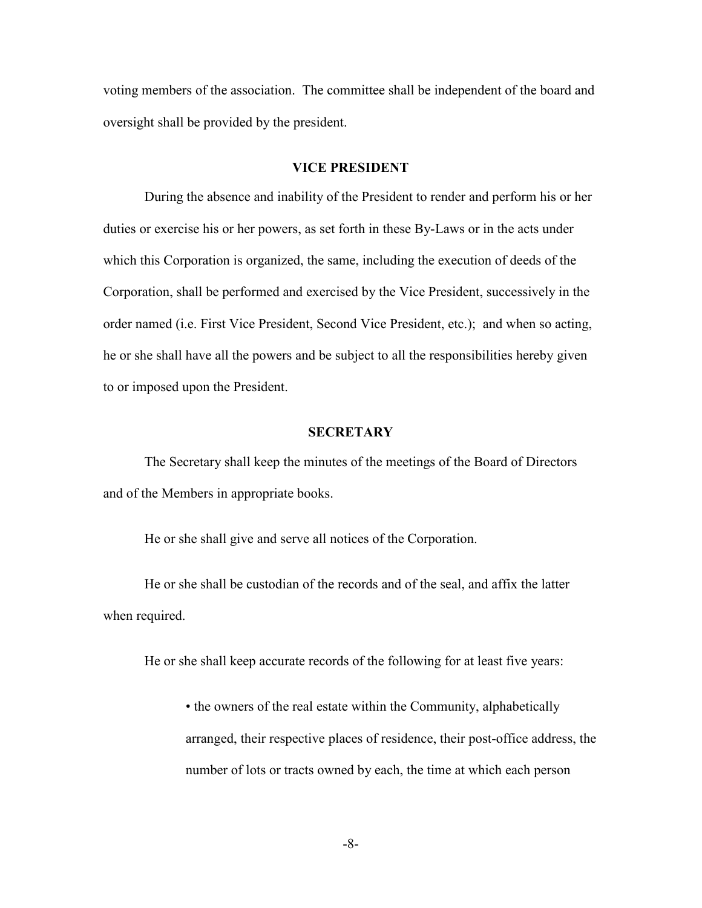voting members of the association. The committee shall be independent of the board and oversight shall be provided by the president.

### VICE PRESIDENT

During the absence and inability of the President to render and perform his or her duties or exercise his or her powers, as set forth in these By-Laws or in the acts under which this Corporation is organized, the same, including the execution of deeds of the Corporation, shall be performed and exercised by the Vice President, successively in the order named (i.e. First Vice President, Second Vice President, etc.); and when so acting, he or she shall have all the powers and be subject to all the responsibilities hereby given to or imposed upon the President.

### SECRETARY

The Secretary shall keep the minutes of the meetings of the Board of Directors and of the Members in appropriate books.

He or she shall give and serve all notices of the Corporation.

He or she shall be custodian of the records and of the seal, and affix the latter when required.

He or she shall keep accurate records of the following for at least five years:

- the owners of the real estate within the Community, alphabetically arranged, their respective places of residence, their post-office address, the number of lots or tracts owned by each, the time at which each person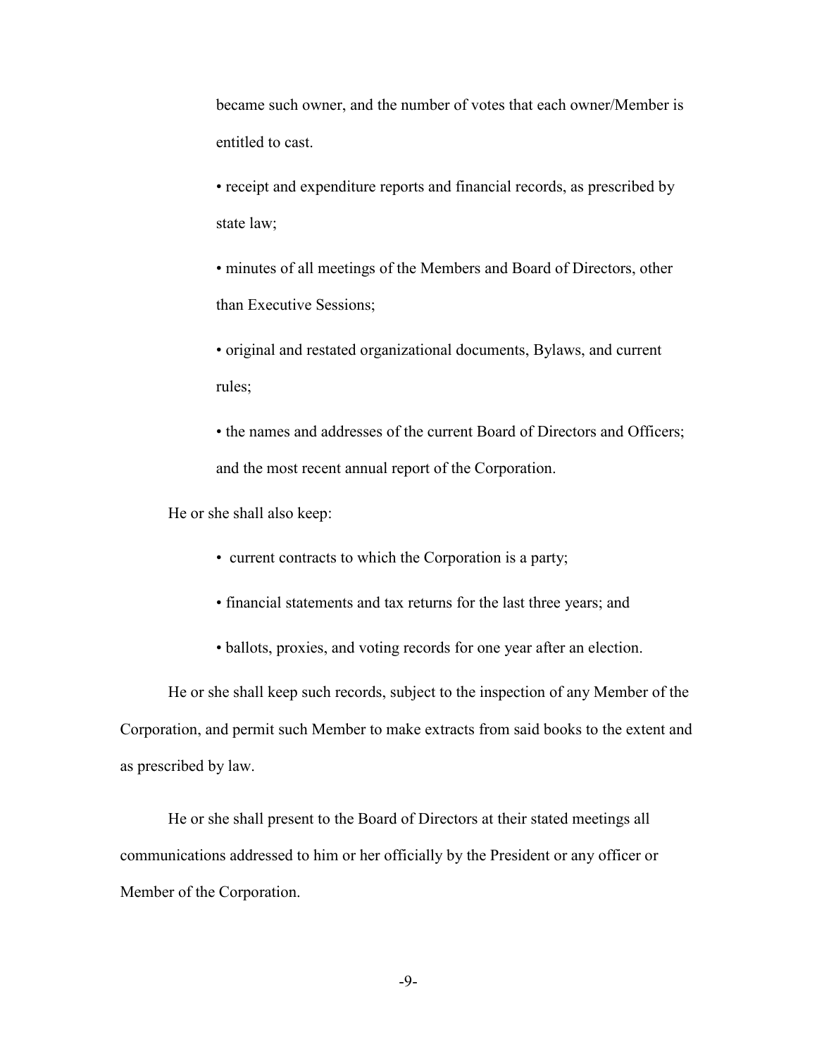became such owner, and the number of votes that each owner/Member is entitled to cast.

- receipt and expenditure reports and financial records, as prescribed by state law;
- minutes of all meetings of the Members and Board of Directors, other than Executive Sessions;
- original and restated organizational documents, Bylaws, and current rules;
- the names and addresses of the current Board of Directors and Officers; and the most recent annual report of the Corporation.

He or she shall also keep:

- current contracts to which the Corporation is a party;
- financial statements and tax returns for the last three years; and
- ballots, proxies, and voting records for one year after an election.

He or she shall keep such records, subject to the inspection of any Member of the Corporation, and permit such Member to make extracts from said books to the extent and as prescribed by law.

He or she shall present to the Board of Directors at their stated meetings all communications addressed to him or her officially by the President or any officer or Member of the Corporation.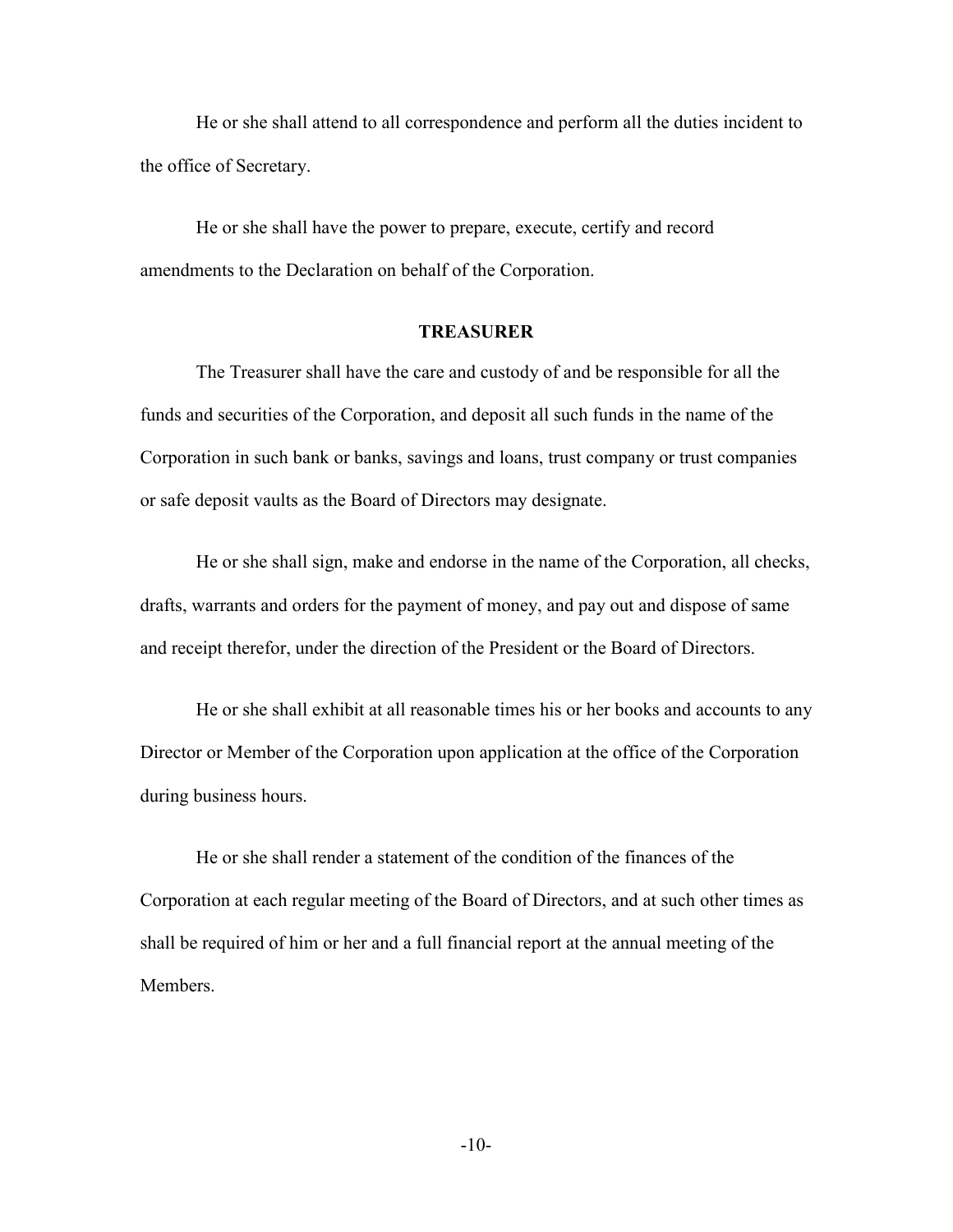He or she shall attend to all correspondence and perform all the duties incident to the office of Secretary.

He or she shall have the power to prepare, execute, certify and record amendments to the Declaration on behalf of the Corporation.

**TREASURER**

The Treasurer shall have the care and custody of and be responsible for all the funds and securities of the Corporation, and deposit all such funds in the name of the Corporation in such bank or banks, savings and loans, trust company or trust companies or safe deposit vaults as the Board of Directors may designate.

He or she shall sign, make and endorse in the name of the Corporation, all checks, drafts, warrants and orders for the payment of money, and pay out and dispose of same and receipt therefor, under the direction of the President or the Board of Directors.

He or she shall exhibit at all reasonable times his or her books and accounts to any Director or Member of the Corporation upon application at the office of the Corporation during business hours.

He or she shall render a statement of the condition of the finances of the Corporation at each regular meeting of the Board of Directors, and at such other times as shall be required of him or her and a full financial report at the annual meeting of the Members.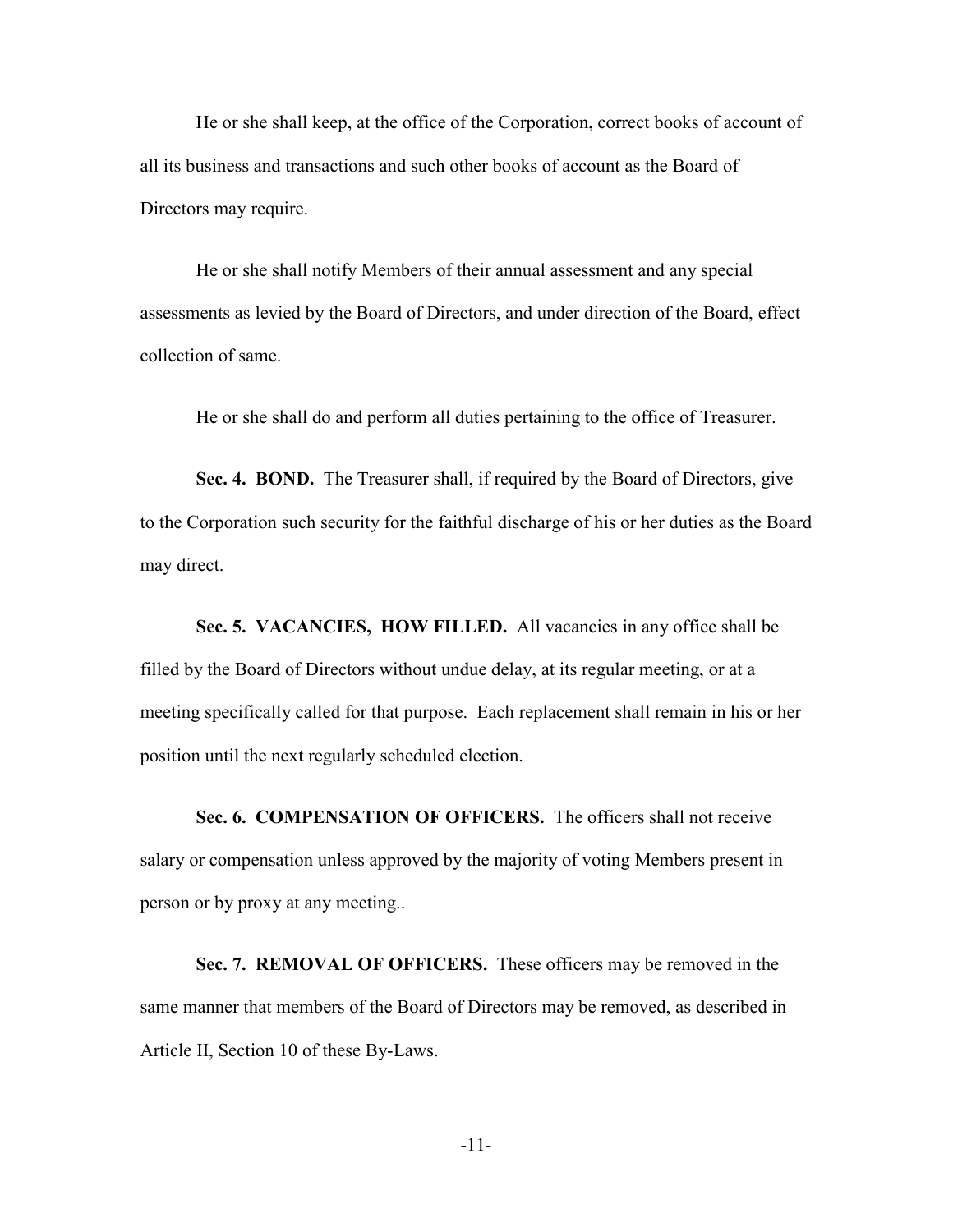He or she shall keep, at the office of the Corporation, correct books of account of all its business and transactions and such other books of account as the Board of Directors may require.

He or she shall notify Members of their annual assessment and any special assessments as levied by the Board of Directors, and under direction of the Board, effect collection of same.

He or she shall do and perform all duties pertaining to the office of Treasurer.

**Sec. 4. BOND.** The Treasurer shall, if required by the Board of Directors, give to the Corporation such security for the faithful discharge of his or her duties as the Board may direct.

**Sec. 5. VACANCIES, HOW FILLED.** All vacancies in any office shall be filled by the Board of Directors without undue delay, at its regular meeting, or at a meeting specifically called for that purpose. Each replacement shall remain in his or her position until the next regularly scheduled election.

**Sec. 6. COMPENSATION OF OFFICERS.** The officers shall not receive salary or compensation unless approved by the majority of voting Members present in person or by proxy at any meeting..

**Sec. 7. REMOVAL OF OFFICERS.** These officers may be removed in the same manner that members of the Board of Directors may be removed, as described in Article II, Section 10 of these By-Laws.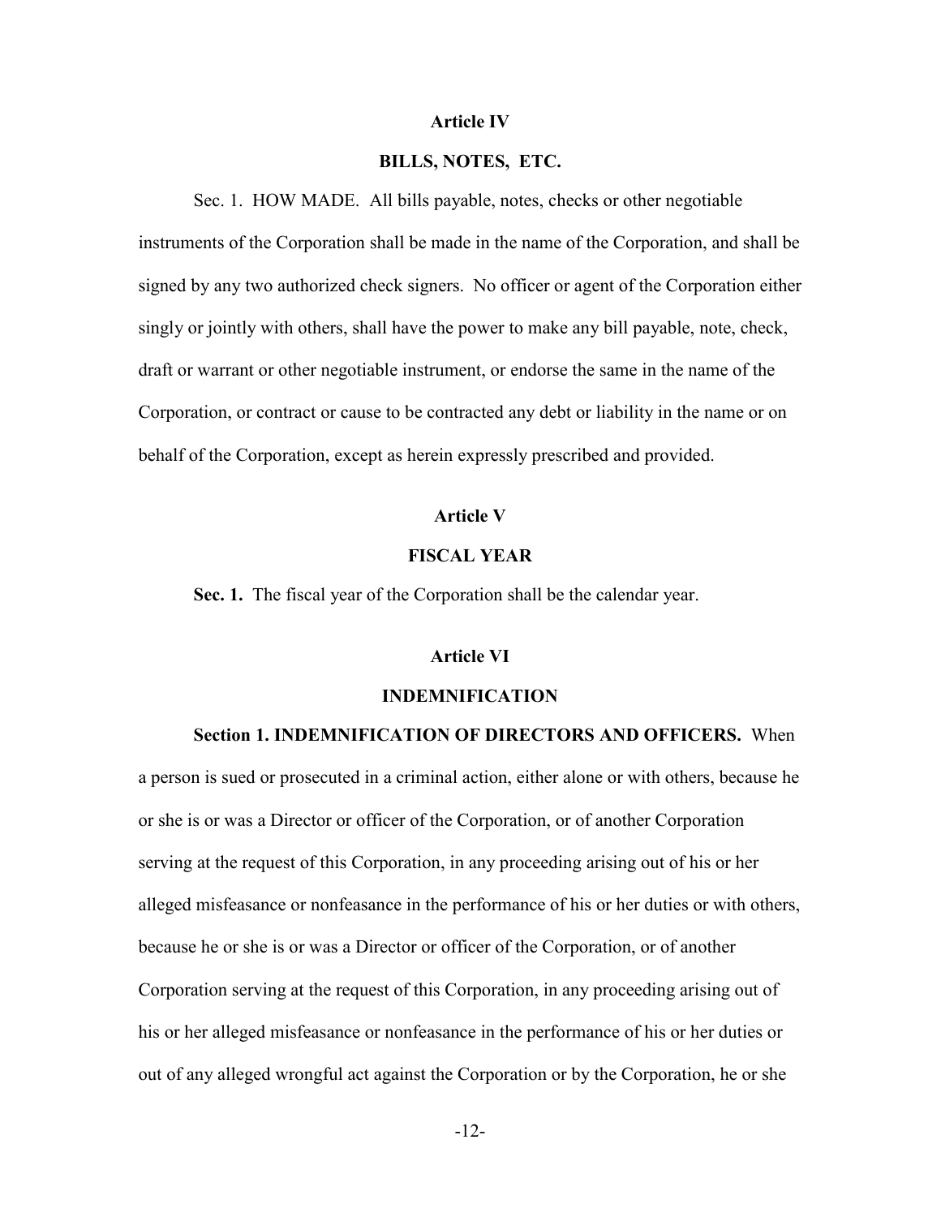## Article IV

## BILLS, NOTES, ETC.

Sec. 1. HOW MADE. All bills payable, notes, checks or other negotiable instruments of the Corporation shall be made in the name of the Corporation, and shall be signed by any two authorized check signers. No officer or agent of the Corporation either singly or jointly with others, shall have the power to make any bill payable, note, check, draft or warrant or other negotiable instrument, or endorse the same in the name of the Corporation, or contract or cause to be contracted any debt or liability in the name or on behalf of the Corporation, except as herein expressly prescribed and provided.

## Article V

## FISCAL YEAR

**Sec. 1.** The fiscal year of the Corporation shall be the calendar year.

## Article VI

## INDEMNIFICATION

**Section 1. INDEMNIFICATION OF DIRECTORS AND OFFICERS.** When a person is sued or prosecuted in a criminal action, either alone or with others, because he or she is or was a Director or officer of the Corporation, or of another Corporation serving at the request of this Corporation, in any proceeding arising out of his or her alleged misfeasance or nonfeasance in the performance of his or her duties or with others, because he or she is or was a Director or officer of the Corporation, or of another Corporation serving at the request of this Corporation, in any proceeding arising out of his or her alleged misfeasance or nonfeasance in the performance of his or her duties or out of any alleged wrongful act against the Corporation or by the Corporation, he or she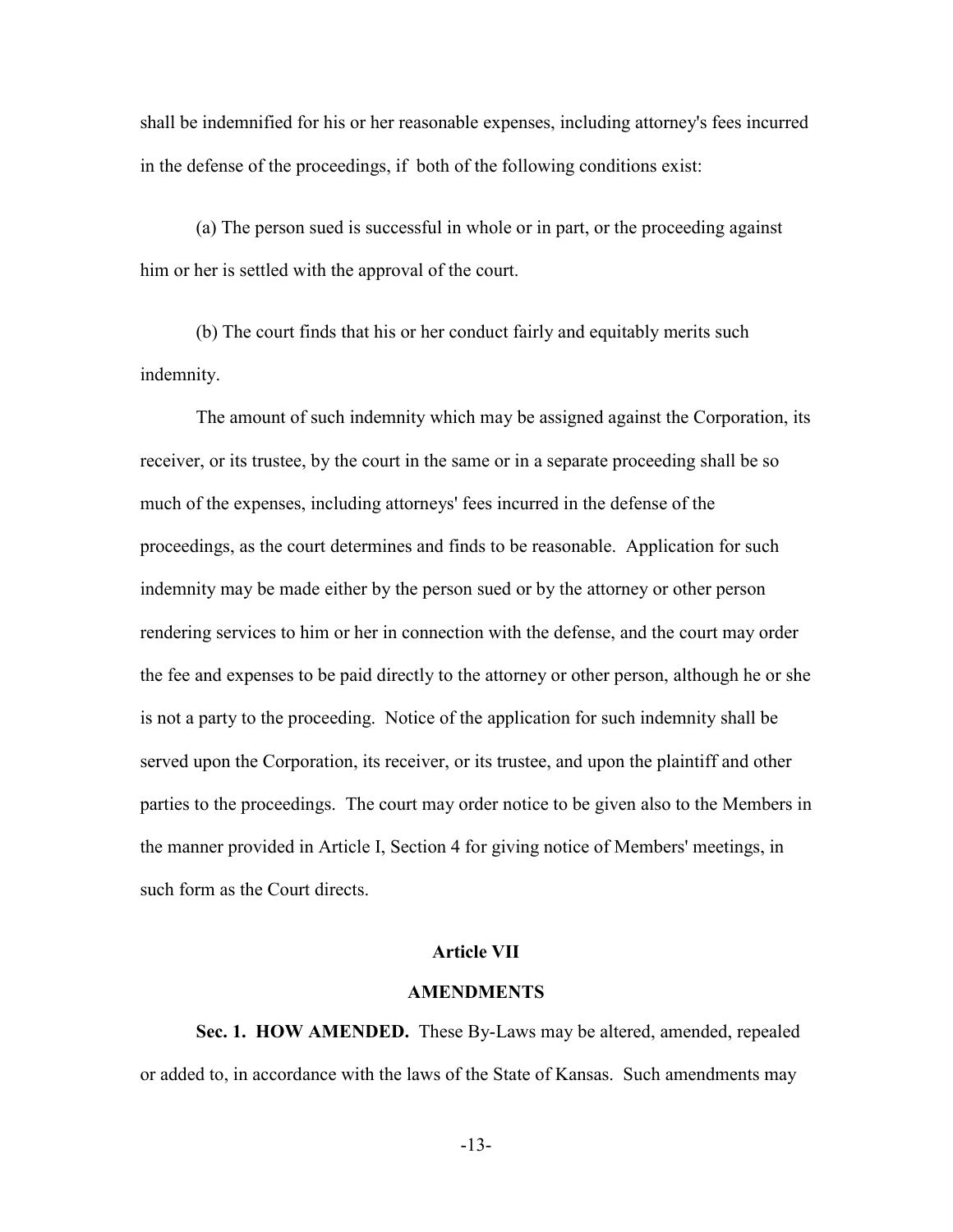shall be indemnified for his or her reasonable expenses, including attorney's fees incurred in the defense of the proceedings, if both of the following conditions exist:

(a) The person sued is successful in whole or in part, or the proceeding against him or her is settled with the approval of the court.

(b) The court finds that his or her conduct fairly and equitably merits such indemnity.

The amount of such indemnity which may be assigned against the Corporation, its receiver, or its trustee, by the court in the same or in a separate proceeding shall be so much of the expenses, including attorneys' fees incurred in the defense of the proceedings, as the court determines and finds to be reasonable. Application for such indemnity may be made either by the person sued or by the attorney or other person rendering services to him or her in connection with the defense, and the court may order the fee and expenses to be paid directly to the attorney or other person, although he or she is not a party to the proceeding. Notice of the application for such indemnity shall be served upon the Corporation, its receiver, or its trustee, and upon the plaintiff and other parties to the proceedings. The court may order notice to be given also to the Members in the manner provided in Article I, Section 4 for giving notice of Members' meetings, in such form as the Court directs.

## Article VII

## AMENDMENTS

**Sec. 1. HOW AMENDED.** These By-Laws may be altered, amended, repealed or added to, in accordance with the laws of the State of Kansas. Such amendments may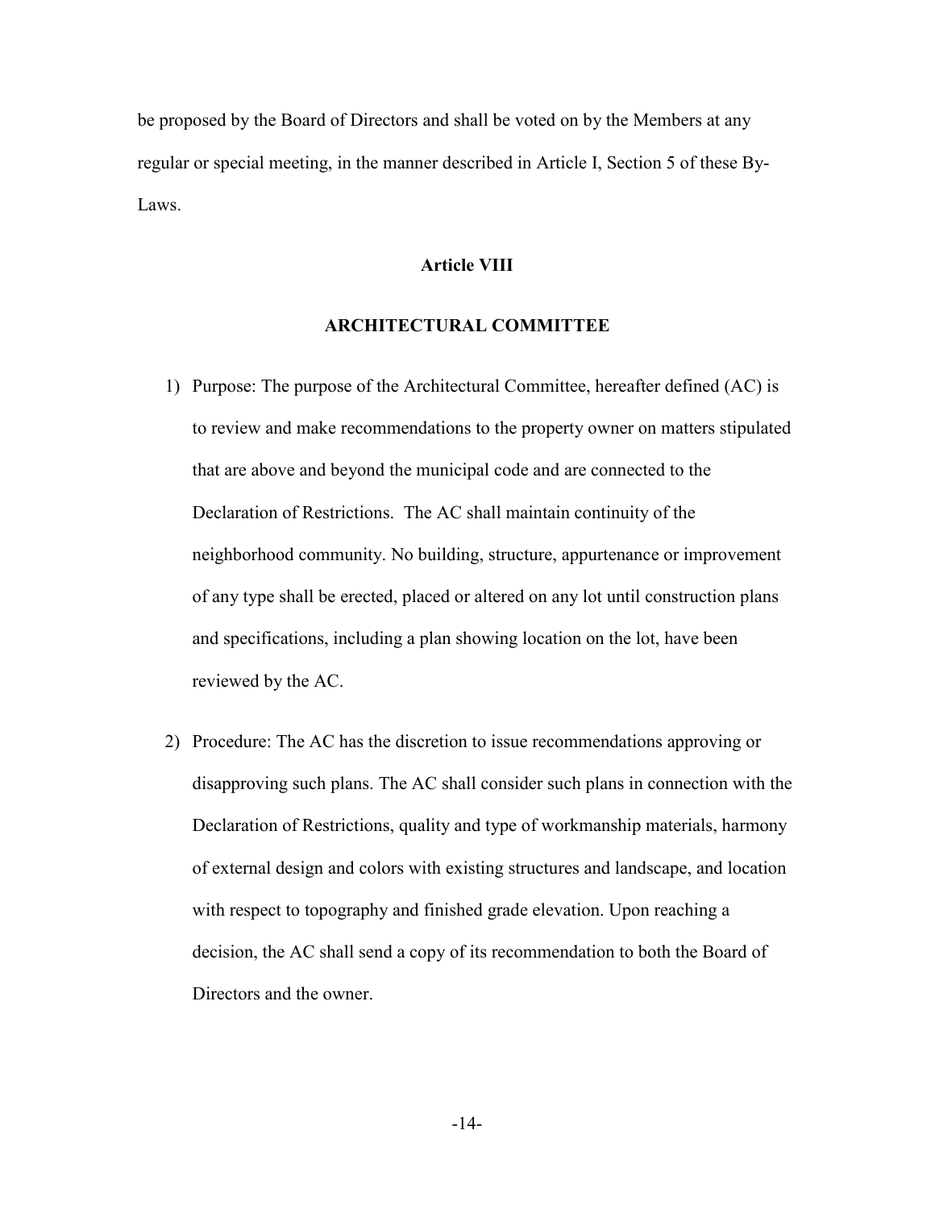be proposed by the Board of Directors and shall be voted on by the Members at any regular or special meeting, in the manner described in Article I, Section 5 of these By-Laws.

## Article VIII

## ARCHITECTURAL COMMITTEE

1) Purpose: The purpose of the Architectural Committee, hereafter defined (AC) is to review and make recommendations to the property owner on matters stipulated that are above and beyond the municipal code and are connected to the Declaration of Restrictions. The AC shall maintain continuity of the neighborhood community. No building, structure, appurtenance or improvement of any type shall be erected, placed or altered on any lot until construction plans and specifications, including a plan showing location on the lot, have been reviewed by the AC.

2) Procedure: The AC has the discretion to issue recommendations approving or disapproving such plans. The AC shall consider such plans in connection with the Declaration of Restrictions, quality and type of workmanship materials, harmony of external design and colors with existing structures and landscape, and location with respect to topography and finished grade elevation. Upon reaching a decision, the AC shall send a copy of its recommendation to both the Board of Directors and the owner.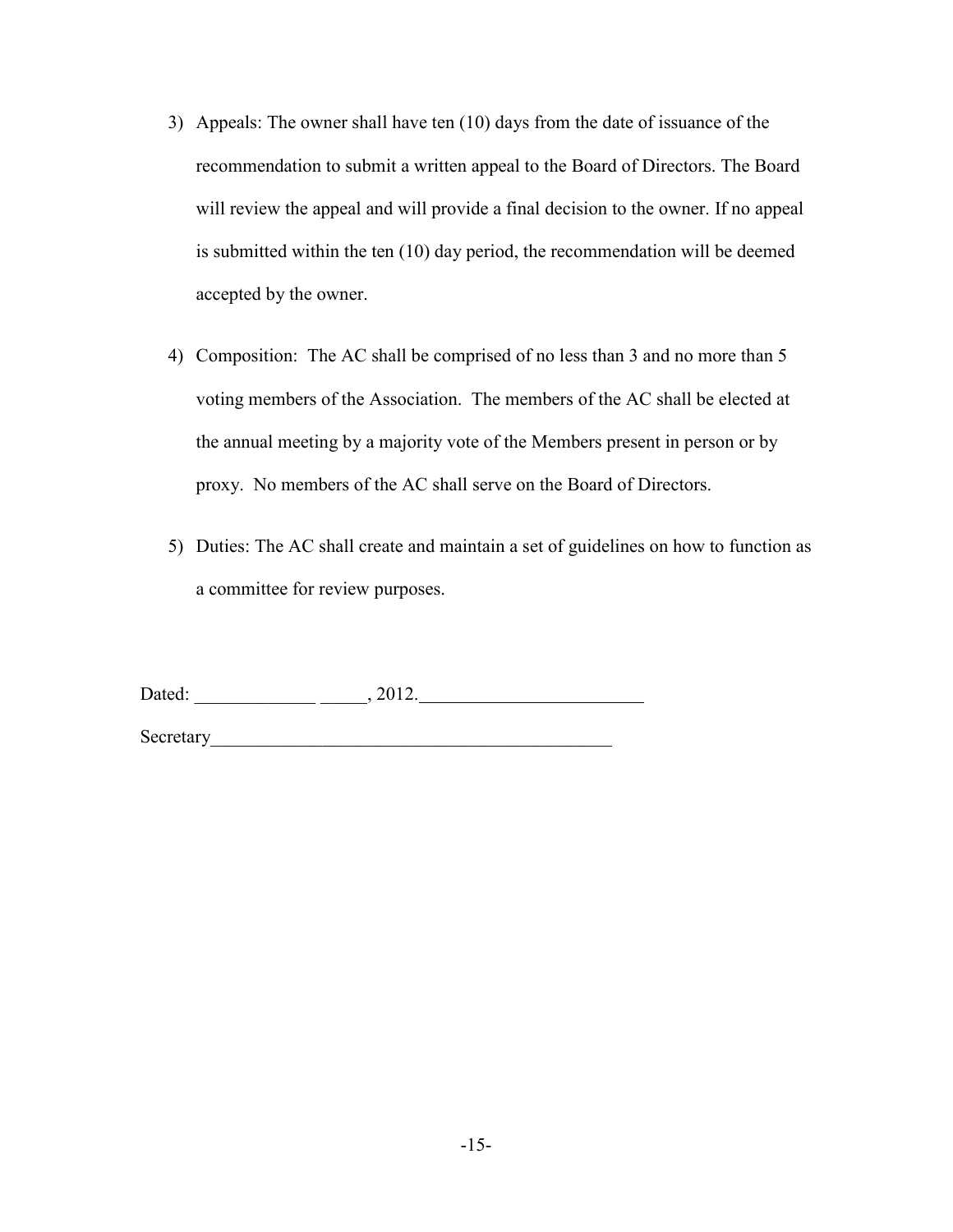3) Appeals: The owner shall have ten (10) days from the date of issuance of the recommendation to submit a written appeal to the Board of Directors. The Board will review the appeal and will provide a final decision to the owner. If no appeal is submitted within the ten (10) day period, the recommendation will be deemed accepted by the owner.

4) Composition: The AC shall be comprised of no less than 3 and no more than 5 voting members of the Association. The members of the AC shall be elected at the annual meeting by a majority vote of the Members present in person or by proxy. No members of the AC shall serve on the Board of Directors.

5) Duties: The AC shall create and maintain a set of guidelines on how to function as a committee for review purposes.

Dated: _____________ _____, 2012.________________________

Secretary____________________________________________